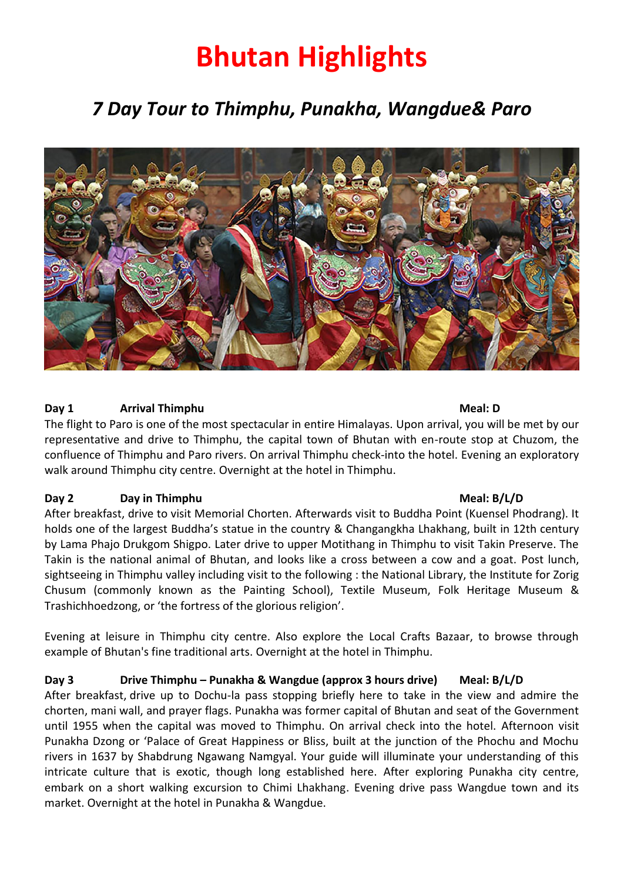# Bhutan Highlights

## *7 Day Tour to Thimphu, Punakha, Wangdue& Paro*

**Day 1 Arrival Thimphu Meal: D**

The flight to Paro is one of the most spectacular in entire Himalayas. Upon arrival, you will be met by our representative and drive to Thimphu, the capital town of Bhutan with en-route stop at Chuzom, the confluence of Thimphu and Paro rivers. On arrival Thimphu check-into the hotel. Evening an exploratory walk around Thimphu city centre. Overnight at the hotel in Thimphu.

**Day 2 Day in Thimphu Meal: B/L/D**

After breakfast, drive to visit Memorial Chorten. Afterwards visit to Buddha Point (Kuensel Phodrang). It holds one of the largest Buddha's statue in the country & Changangkha Lhakhang, built in 12th century by Lama Phajo Drukgom Shigpo. Later drive to upper Motithang in Thimphu to visit Takin Preserve. The Takin is the national animal of Bhutan, and looks like a cross between a cow and a goat. Post lunch, sightseeing in Thimphu valley including visit to the following : the National Library, the Institute for Zorig Chusum (commonly known as the Painting School), Textile Museum, Folk Heritage Museum & Trashichhoedzong, or 'the fortress of the glorious religion'.

Evening at leisure in Thimphu city centre. Also explore the Local Crafts Bazaar, to browse through example of Bhutan's fine traditional arts. Overnight at the hotel in Thimphu.

**Day 3 Drive Thimphu – Punakha & Wangdue (approx 3 hours drive) Meal: B/L/D**

After breakfast, drive up to Dochu-la pass stopping briefly here to take in the view and admire the chorten, mani wall, and prayer flags. Punakha was former capital of Bhutan and seat of the Government until 1955 when the capital was moved to Thimphu. On arrival check into the hotel. Afternoon visit Punakha Dzong or 'Palace of Great Happiness or Bliss, built at the junction of the Phochu and Mochu rivers in 1637 by Shabdrung Ngawang Namgyal. Your guide will illuminate your understanding of this intricate culture that is exotic, though long established here. After exploring Punakha city centre, embark on a short walking excursion to Chimi Lhakhang. Evening drive pass Wangdue town and its market. Overnight at the hotel in Punakha & Wangdue.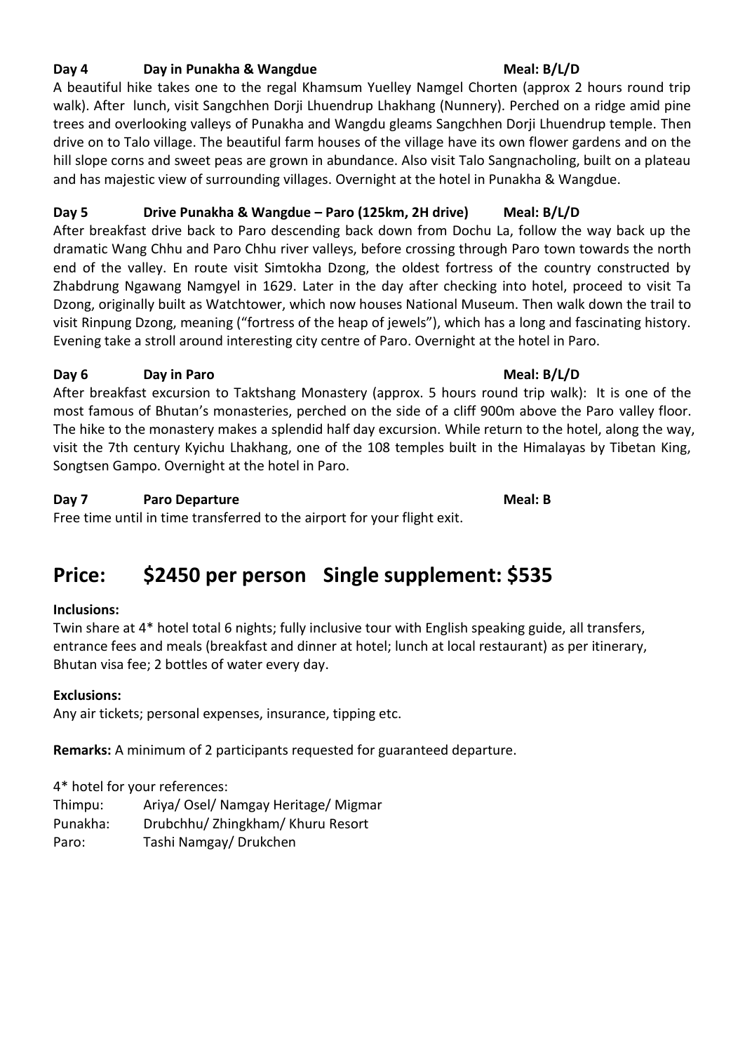**Day 4 Day in Punakha & Wangdue Meal: B/L/D**

A beautiful hike takes one to the regal Khamsum Yuelley Namgel Chorten (approx 2 hours round trip walk). After lunch, visit Sangchhen Dorji Lhuendrup Lhakhang (Nunnery). Perched on a ridge amid pine trees and overlooking valleys of Punakha and Wangdu gleams Sangchhen Dorji Lhuendrup temple. Then drive on to Talo village. The beautiful farm houses of the village have its own flower gardens and on the hill slope corns and sweet peas are grown in abundance. Also visit Talo Sangnacholing, built on a plateau and has majestic view of surrounding villages. Overnight at the hotel in Punakha & Wangdue.

**Day 5 Drive Punakha & Wangdue – Paro (125km, 2H drive) Meal: B/L/D**

After breakfast drive back to Paro descending back down from Dochu La, follow the way back up the dramatic Wang Chhu and Paro Chhu river valleys, before crossing through Paro town towards the north end of the valley. En route visit Simtokha Dzong, the oldest fortress of the country constructed by Zhabdrung Ngawang Namgyel in 1629. Later in the day after checking into hotel, proceed to visit Ta Dzong, originally built as Watchtower, which now houses National Museum. Then walk down the trail to visit Rinpung Dzong, meaning ("fortress of the heap of jewels"), which has a long and fascinating history. Evening take a stroll around interesting city centre of Paro. Overnight at the hotel in Paro.

**Day 6 Day in Paro Meal: B/L/D**

After breakfast excursion to Taktshang Monastery (approx. 5 hours round trip walk): It is one of the most famous of Bhutan's monasteries, perched on the side of a cliff 900m above the Paro valley floor. The hike to the monastery makes a splendid half day excursion. While return to the hotel, along the way, visit the 7th century Kyichu Lhakhang, one of the 108 temples built in the Himalayas by Tibetan King, Songtsen Gampo. Overnight at the hotel in Paro.

**Day 7 Paro Departure Meal: B**

Free time until in time transferred to the airport for your flight exit.

# Price: $2450 per person Single supplement: $535

**Inclusions:**

Twin share at 4* hotel total 6 nights; fully inclusive tour with English speaking guide, all transfers, entrance fees and meals (breakfast and dinner at hotel; lunch at local restaurant) as per itinerary, Bhutan visa fee; 2 bottles of water every day.

**Exclusions:**

Any air tickets; personal expenses, insurance, tipping etc.

**Remarks:** A minimum of 2 participants requested for guaranteed departure.

4* hotel for your references:

Thimpu: Ariya/ Osel/ Namgay Heritage/ Migmar
Punakha: Drubchhu/ Zhingkham/ Khuru Resort
Paro: Tashi Namgay/ Drukchen